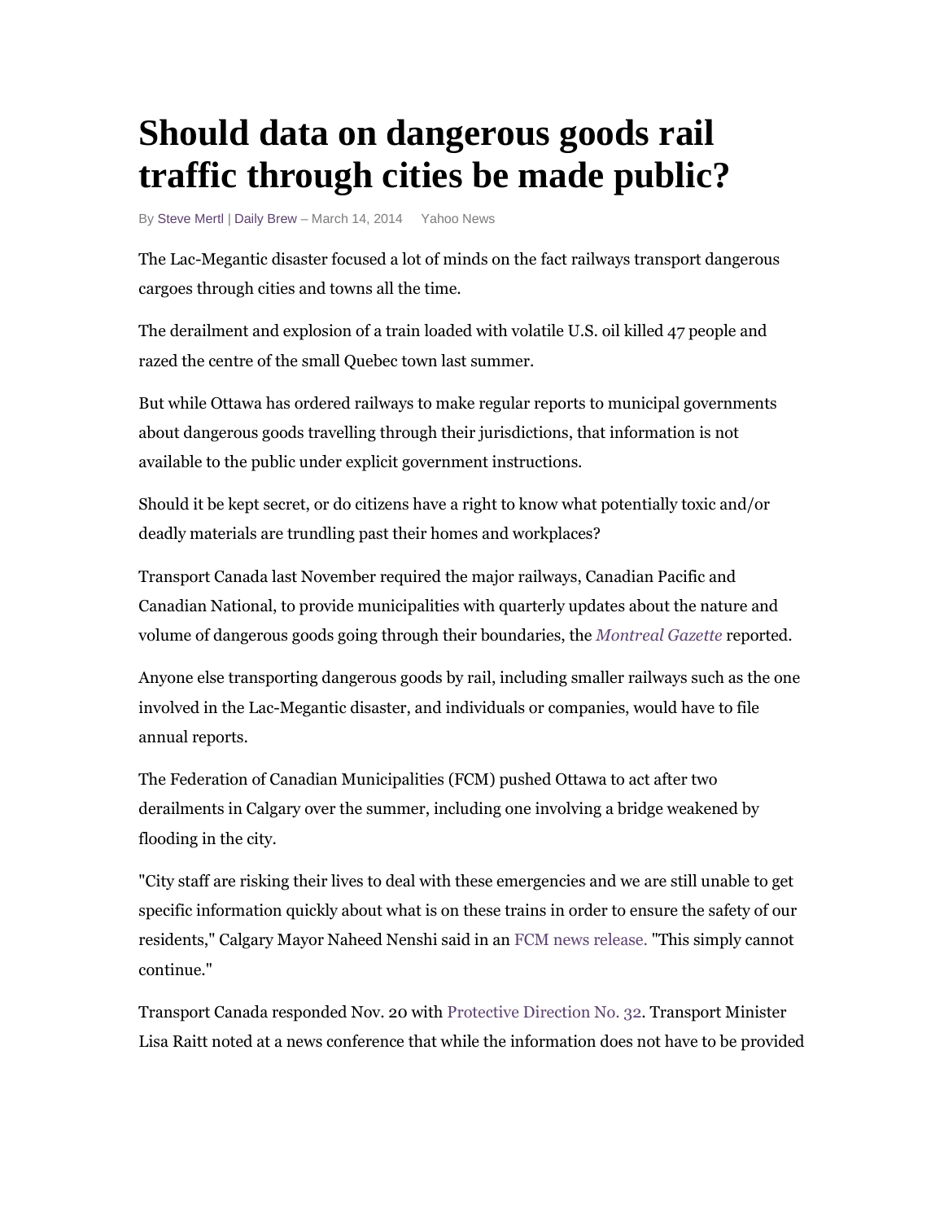# Should data on dangerous goods rail traffic through cities be made public?

By Steve Mertl | Daily Brew – March 14, 2014 Yahoo News

The Lac-Megantic disaster focused a lot of minds on the fact railways transport dangerous cargoes through cities and towns all the time.

The derailment and explosion of a train loaded with volatile U.S. oil killed 47 people and razed the centre of the small Quebec town last summer.

But while Ottawa has ordered railways to make regular reports to municipal governments about dangerous goods travelling through their jurisdictions, that information is not available to the public under explicit government instructions.

Should it be kept secret, or do citizens have a right to know what potentially toxic and/or deadly materials are trundling past their homes and workplaces?

Transport Canada last November required the major railways, Canadian Pacific and Canadian National, to provide municipalities with quarterly updates about the nature and volume of dangerous goods going through their boundaries, the *Montreal Gazette* reported.

Anyone else transporting dangerous goods by rail, including smaller railways such as the one involved in the Lac-Megantic disaster, and individuals or companies, would have to file annual reports.

The Federation of Canadian Municipalities (FCM) pushed Ottawa to act after two derailments in Calgary over the summer, including one involving a bridge weakened by flooding in the city.

"City staff are risking their lives to deal with these emergencies and we are still unable to get specific information quickly about what is on these trains in order to ensure the safety of our residents," Calgary Mayor Naheed Nenshi said in an FCM news release. "This simply cannot continue."

Transport Canada responded Nov. 20 with Protective Direction No. 32. Transport Minister Lisa Raitt noted at a news conference that while the information does not have to be provided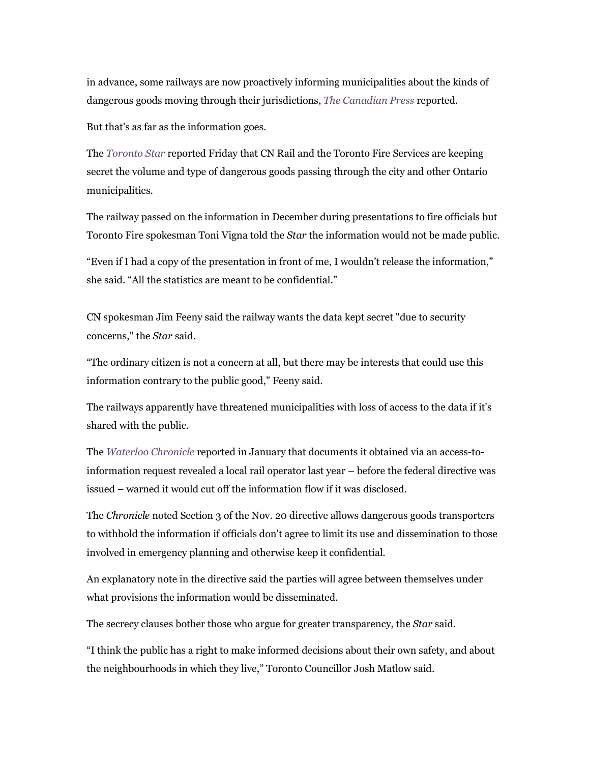in advance, some railways are now proactively informing municipalities about the kinds of dangerous goods moving through their jurisdictions, *The Canadian Press* reported.

But that's as far as the information goes.

The *Toronto Star* reported Friday that CN Rail and the Toronto Fire Services are keeping secret the volume and type of dangerous goods passing through the city and other Ontario municipalities.

The railway passed on the information in December during presentations to fire officials but Toronto Fire spokesman Toni Vigna told the *Star* the information would not be made public.

"Even if I had a copy of the presentation in front of me, I wouldn't release the information," she said. "All the statistics are meant to be confidential."

CN spokesman Jim Feeny said the railway wants the data kept secret "due to security concerns," the *Star* said.

"The ordinary citizen is not a concern at all, but there may be interests that could use this information contrary to the public good," Feeny said.

The railways apparently have threatened municipalities with loss of access to the data if it's shared with the public.

The *Waterloo Chronicle* reported in January that documents it obtained via an access-to-information request revealed a local rail operator last year – before the federal directive was issued – warned it would cut off the information flow if it was disclosed.

The *Chronicle* noted Section 3 of the Nov. 20 directive allows dangerous goods transporters to withhold the information if officials don't agree to limit its use and dissemination to those involved in emergency planning and otherwise keep it confidential.

An explanatory note in the directive said the parties will agree between themselves under what provisions the information would be disseminated.

The secrecy clauses bother those who argue for greater transparency, the *Star* said.

"I think the public has a right to make informed decisions about their own safety, and about the neighbourhoods in which they live," Toronto Councillor Josh Matlow said.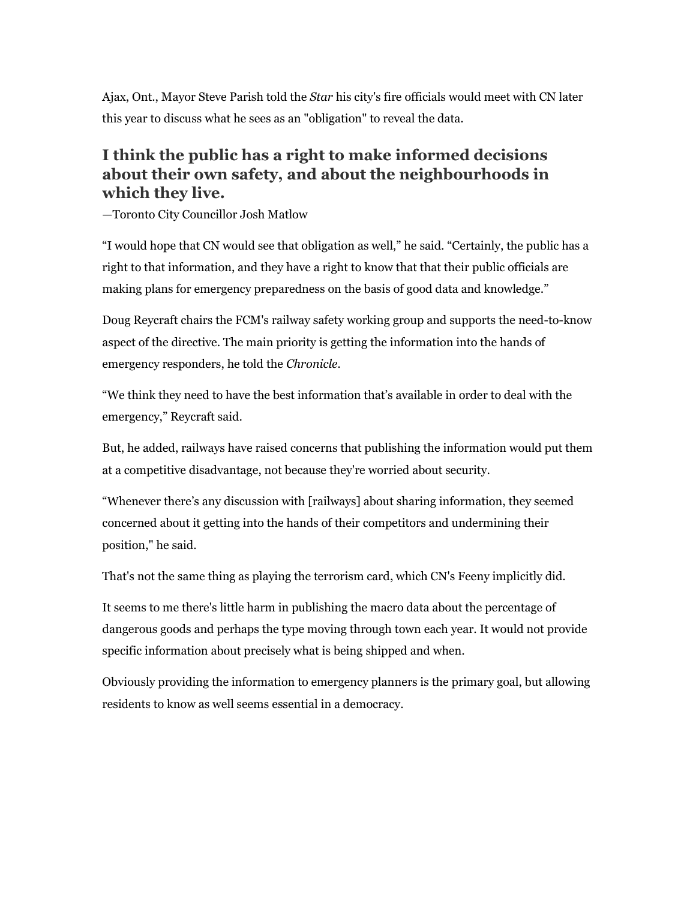Ajax, Ont., Mayor Steve Parish told the *Star* his city's fire officials would meet with CN later this year to discuss what he sees as an "obligation" to reveal the data.

### I think the public has a right to make informed decisions about their own safety, and about the neighbourhoods in which they live.

—Toronto City Councillor Josh Matlow

"I would hope that CN would see that obligation as well," he said. "Certainly, the public has a right to that information, and they have a right to know that that their public officials are making plans for emergency preparedness on the basis of good data and knowledge."

Doug Reycraft chairs the FCM's railway safety working group and supports the need-to-know aspect of the directive. The main priority is getting the information into the hands of emergency responders, he told the *Chronicle*.

"We think they need to have the best information that's available in order to deal with the emergency," Reycraft said.

But, he added, railways have raised concerns that publishing the information would put them at a competitive disadvantage, not because they're worried about security.

"Whenever there's any discussion with [railways] about sharing information, they seemed concerned about it getting into the hands of their competitors and undermining their position," he said.

That's not the same thing as playing the terrorism card, which CN's Feeny implicitly did.

It seems to me there's little harm in publishing the macro data about the percentage of dangerous goods and perhaps the type moving through town each year. It would not provide specific information about precisely what is being shipped and when.

Obviously providing the information to emergency planners is the primary goal, but allowing residents to know as well seems essential in a democracy.